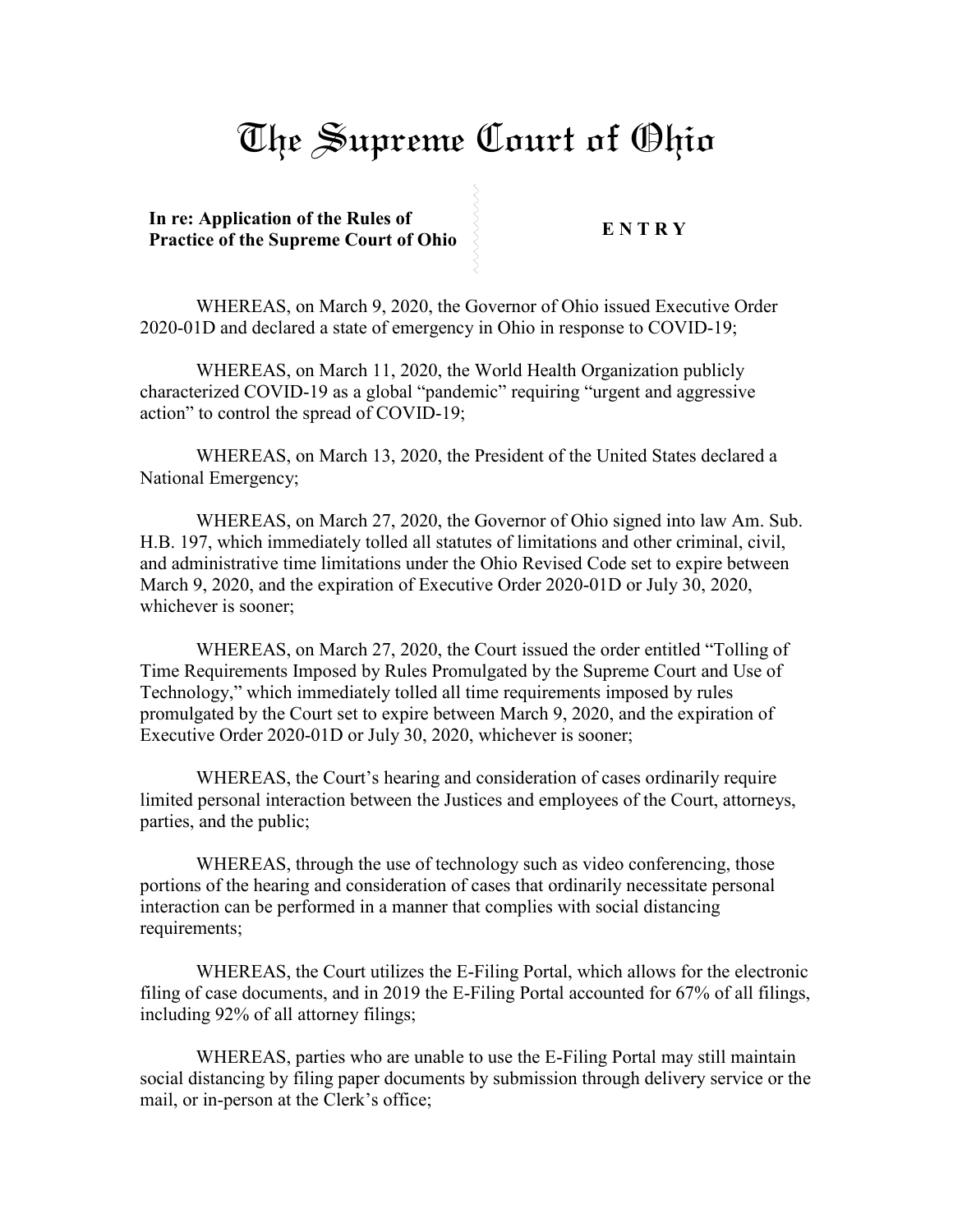# The Supreme Court of Ohio

**In re: Application of the Rules of Practice of the Supreme Court of Ohio**

**E N T R Y**

WHEREAS, on March 9, 2020, the Governor of Ohio issued Executive Order 2020-01D and declared a state of emergency in Ohio in response to COVID-19;

WHEREAS, on March 11, 2020, the World Health Organization publicly characterized COVID-19 as a global "pandemic" requiring "urgent and aggressive action" to control the spread of COVID-19;

WHEREAS, on March 13, 2020, the President of the United States declared a National Emergency;

WHEREAS, on March 27, 2020, the Governor of Ohio signed into law Am. Sub. H.B. 197, which immediately tolled all statutes of limitations and other criminal, civil, and administrative time limitations under the Ohio Revised Code set to expire between March 9, 2020, and the expiration of Executive Order 2020-01D or July 30, 2020, whichever is sooner;

WHEREAS, on March 27, 2020, the Court issued the order entitled "Tolling of Time Requirements Imposed by Rules Promulgated by the Supreme Court and Use of Technology," which immediately tolled all time requirements imposed by rules promulgated by the Court set to expire between March 9, 2020, and the expiration of Executive Order 2020-01D or July 30, 2020, whichever is sooner;

WHEREAS, the Court's hearing and consideration of cases ordinarily require limited personal interaction between the Justices and employees of the Court, attorneys, parties, and the public;

WHEREAS, through the use of technology such as video conferencing, those portions of the hearing and consideration of cases that ordinarily necessitate personal interaction can be performed in a manner that complies with social distancing requirements;

WHEREAS, the Court utilizes the E-Filing Portal, which allows for the electronic filing of case documents, and in 2019 the E-Filing Portal accounted for 67% of all filings, including 92% of all attorney filings;

WHEREAS, parties who are unable to use the E-Filing Portal may still maintain social distancing by filing paper documents by submission through delivery service or the mail, or in-person at the Clerk's office;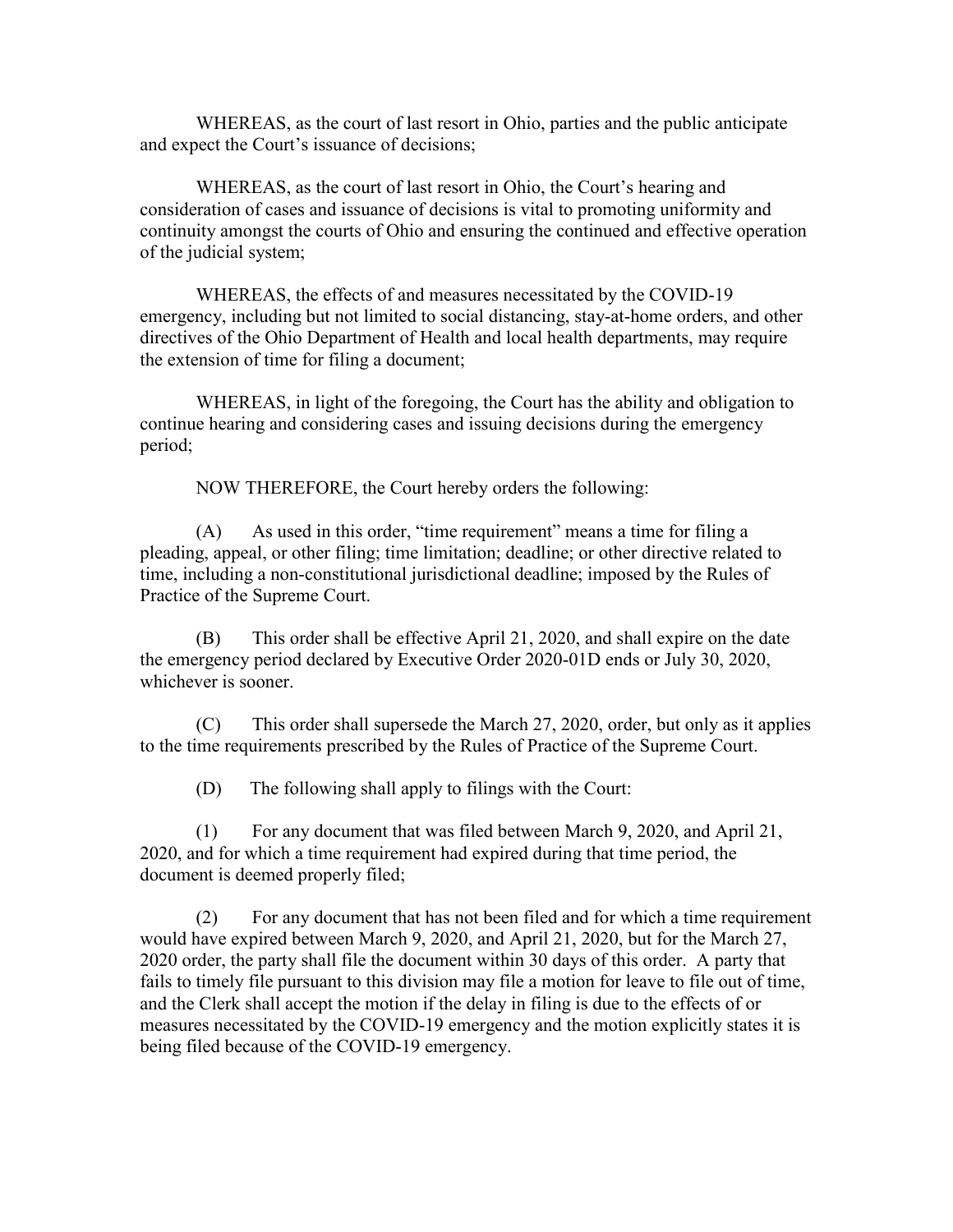WHEREAS, as the court of last resort in Ohio, parties and the public anticipate and expect the Court's issuance of decisions;

WHEREAS, as the court of last resort in Ohio, the Court's hearing and consideration of cases and issuance of decisions is vital to promoting uniformity and continuity amongst the courts of Ohio and ensuring the continued and effective operation of the judicial system;

WHEREAS, the effects of and measures necessitated by the COVID-19 emergency, including but not limited to social distancing, stay-at-home orders, and other directives of the Ohio Department of Health and local health departments, may require the extension of time for filing a document;

WHEREAS, in light of the foregoing, the Court has the ability and obligation to continue hearing and considering cases and issuing decisions during the emergency period;

NOW THEREFORE, the Court hereby orders the following:

(A) As used in this order, "time requirement" means a time for filing a pleading, appeal, or other filing; time limitation; deadline; or other directive related to time, including a non-constitutional jurisdictional deadline; imposed by the Rules of Practice of the Supreme Court.

(B) This order shall be effective April 21, 2020, and shall expire on the date the emergency period declared by Executive Order 2020-01D ends or July 30, 2020, whichever is sooner.

(C) This order shall supersede the March 27, 2020, order, but only as it applies to the time requirements prescribed by the Rules of Practice of the Supreme Court.

(D) The following shall apply to filings with the Court:

(1) For any document that was filed between March 9, 2020, and April 21, 2020, and for which a time requirement had expired during that time period, the document is deemed properly filed;

(2) For any document that has not been filed and for which a time requirement would have expired between March 9, 2020, and April 21, 2020, but for the March 27, 2020 order, the party shall file the document within 30 days of this order. A party that fails to timely file pursuant to this division may file a motion for leave to file out of time, and the Clerk shall accept the motion if the delay in filing is due to the effects of or measures necessitated by the COVID-19 emergency and the motion explicitly states it is being filed because of the COVID-19 emergency.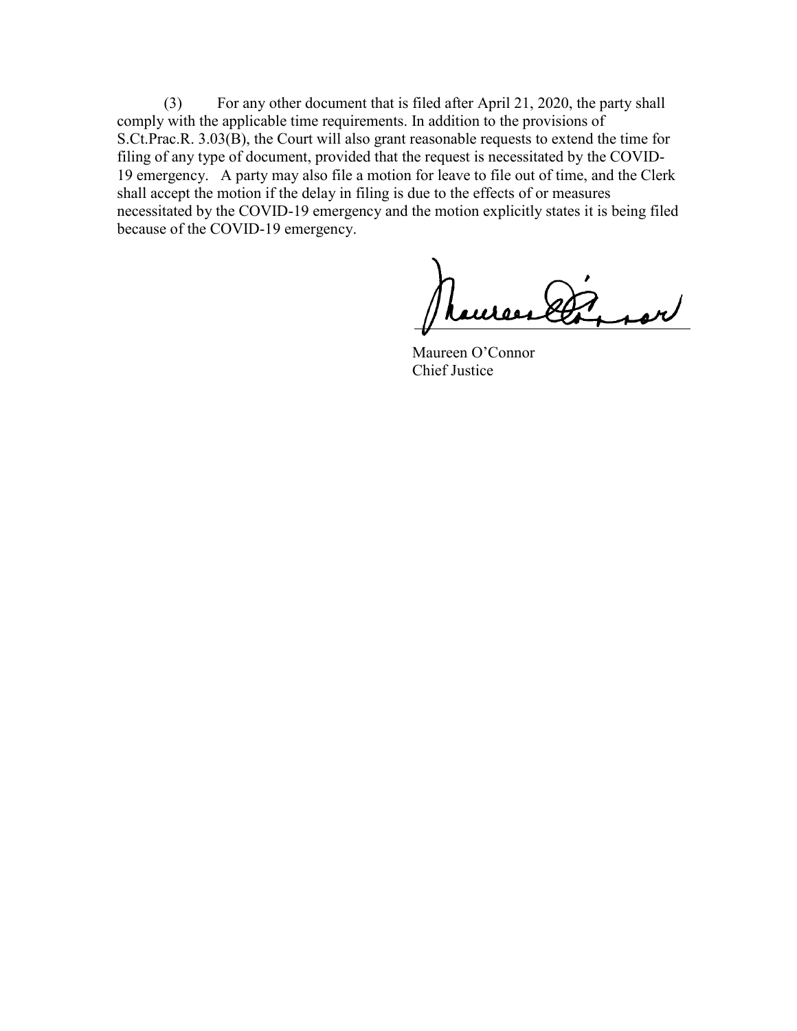(3) For any other document that is filed after April 21, 2020, the party shall comply with the applicable time requirements. In addition to the provisions of S.Ct.Prac.R. 3.03(B), the Court will also grant reasonable requests to extend the time for filing of any type of document, provided that the request is necessitated by the COVID-19 emergency. A party may also file a motion for leave to file out of time, and the Clerk shall accept the motion if the delay in filing is due to the effects of or measures necessitated by the COVID-19 emergency and the motion explicitly states it is being filed because of the COVID-19 emergency.

Maureen O'Connor
Chief Justice